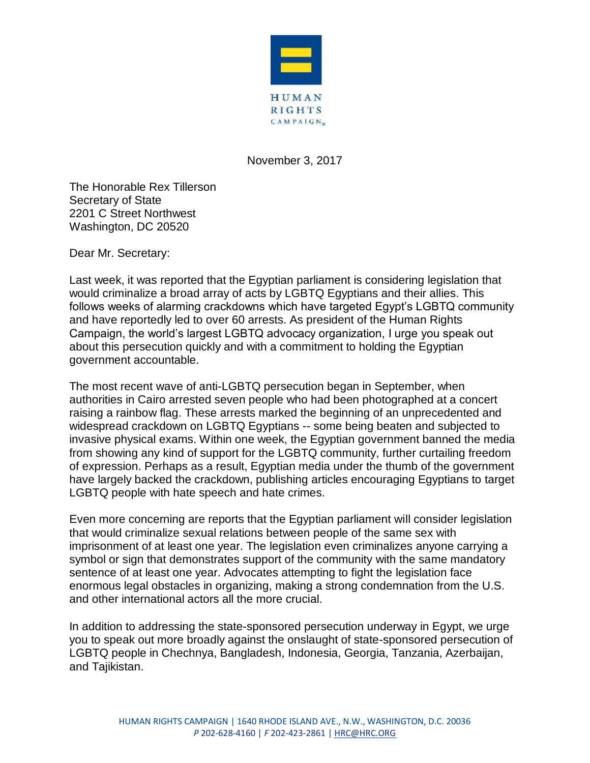HUMAN RIGHTS CAMPAIGN

November 3, 2017

The Honorable Rex Tillerson
Secretary of State
2201 C Street Northwest
Washington, DC 20520

Dear Mr. Secretary:

Last week, it was reported that the Egyptian parliament is considering legislation that would criminalize a broad array of acts by LGBTQ Egyptians and their allies. This follows weeks of alarming crackdowns which have targeted Egypt's LGBTQ community and have reportedly led to over 60 arrests. As president of the Human Rights Campaign, the world's largest LGBTQ advocacy organization, I urge you speak out about this persecution quickly and with a commitment to holding the Egyptian government accountable.

The most recent wave of anti-LGBTQ persecution began in September, when authorities in Cairo arrested seven people who had been photographed at a concert raising a rainbow flag. These arrests marked the beginning of an unprecedented and widespread crackdown on LGBTQ Egyptians -- some being beaten and subjected to invasive physical exams. Within one week, the Egyptian government banned the media from showing any kind of support for the LGBTQ community, further curtailing freedom of expression. Perhaps as a result, Egyptian media under the thumb of the government have largely backed the crackdown, publishing articles encouraging Egyptians to target LGBTQ people with hate speech and hate crimes.

Even more concerning are reports that the Egyptian parliament will consider legislation that would criminalize sexual relations between people of the same sex with imprisonment of at least one year. The legislation even criminalizes anyone carrying a symbol or sign that demonstrates support of the community with the same mandatory sentence of at least one year. Advocates attempting to fight the legislation face enormous legal obstacles in organizing, making a strong condemnation from the U.S. and other international actors all the more crucial.

In addition to addressing the state-sponsored persecution underway in Egypt, we urge you to speak out more broadly against the onslaught of state-sponsored persecution of LGBTQ people in Chechnya, Bangladesh, Indonesia, Georgia, Tanzania, Azerbaijan, and Tajikistan.

HUMAN RIGHTS CAMPAIGN | 1640 RHODE ISLAND AVE., N.W., WASHINGTON, D.C. 20036
*P* 202-628-4160 | *F* 202-423-2861 | HRC@HRC.ORG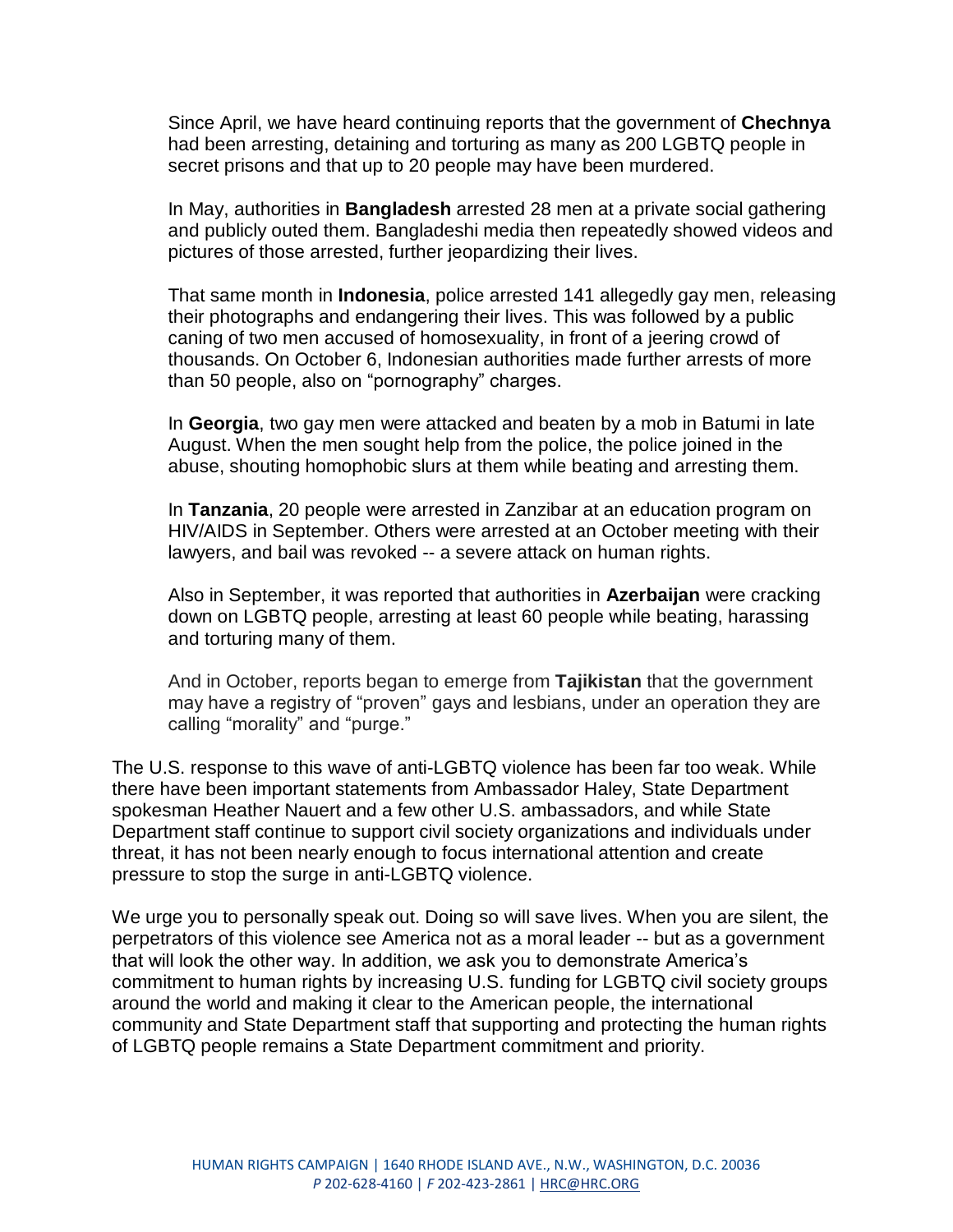Since April, we have heard continuing reports that the government of **Chechnya** had been arresting, detaining and torturing as many as 200 LGBTQ people in secret prisons and that up to 20 people may have been murdered.

In May, authorities in **Bangladesh** arrested 28 men at a private social gathering and publicly outed them. Bangladeshi media then repeatedly showed videos and pictures of those arrested, further jeopardizing their lives.

That same month in **Indonesia**, police arrested 141 allegedly gay men, releasing their photographs and endangering their lives. This was followed by a public caning of two men accused of homosexuality, in front of a jeering crowd of thousands. On October 6, Indonesian authorities made further arrests of more than 50 people, also on "pornography" charges.

In **Georgia**, two gay men were attacked and beaten by a mob in Batumi in late August. When the men sought help from the police, the police joined in the abuse, shouting homophobic slurs at them while beating and arresting them.

In **Tanzania**, 20 people were arrested in Zanzibar at an education program on HIV/AIDS in September. Others were arrested at an October meeting with their lawyers, and bail was revoked -- a severe attack on human rights.

Also in September, it was reported that authorities in **Azerbaijan** were cracking down on LGBTQ people, arresting at least 60 people while beating, harassing and torturing many of them.

And in October, reports began to emerge from **Tajikistan** that the government may have a registry of "proven" gays and lesbians, under an operation they are calling "morality" and "purge."

The U.S. response to this wave of anti-LGBTQ violence has been far too weak. While there have been important statements from Ambassador Haley, State Department spokesman Heather Nauert and a few other U.S. ambassadors, and while State Department staff continue to support civil society organizations and individuals under threat, it has not been nearly enough to focus international attention and create pressure to stop the surge in anti-LGBTQ violence.

We urge you to personally speak out. Doing so will save lives. When you are silent, the perpetrators of this violence see America not as a moral leader -- but as a government that will look the other way. In addition, we ask you to demonstrate America's commitment to human rights by increasing U.S. funding for LGBTQ civil society groups around the world and making it clear to the American people, the international community and State Department staff that supporting and protecting the human rights of LGBTQ people remains a State Department commitment and priority.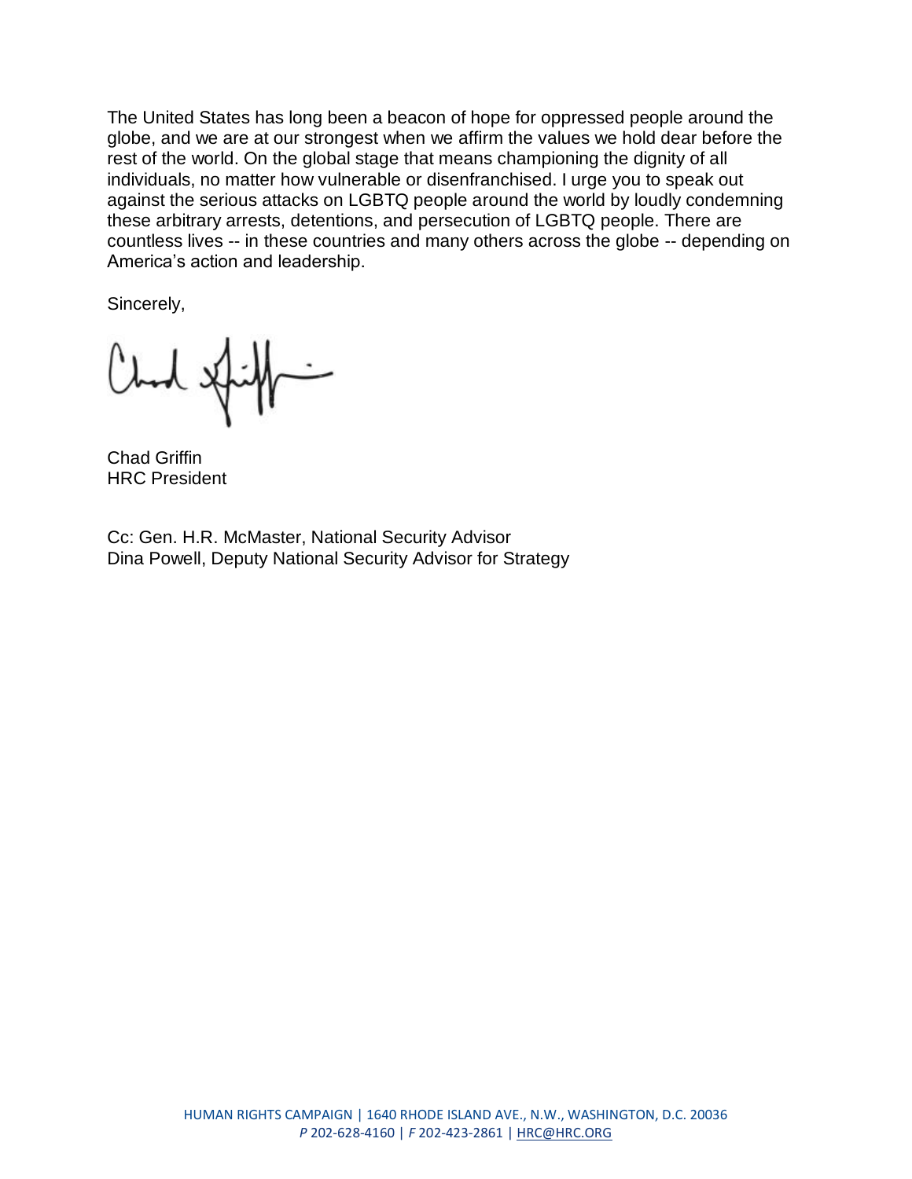The United States has long been a beacon of hope for oppressed people around the globe, and we are at our strongest when we affirm the values we hold dear before the rest of the world. On the global stage that means championing the dignity of all individuals, no matter how vulnerable or disenfranchised. I urge you to speak out against the serious attacks on LGBTQ people around the world by loudly condemning these arbitrary arrests, detentions, and persecution of LGBTQ people. There are countless lives -- in these countries and many others across the globe -- depending on America's action and leadership.

Sincerely,

Chad Griffin
HRC President

Cc: Gen. H.R. McMaster, National Security Advisor
Dina Powell, Deputy National Security Advisor for Strategy

HUMAN RIGHTS CAMPAIGN | 1640 RHODE ISLAND AVE., N.W., WASHINGTON, D.C. 20036
*P* 202-628-4160 | *F* 202-423-2861 | HRC@HRC.ORG